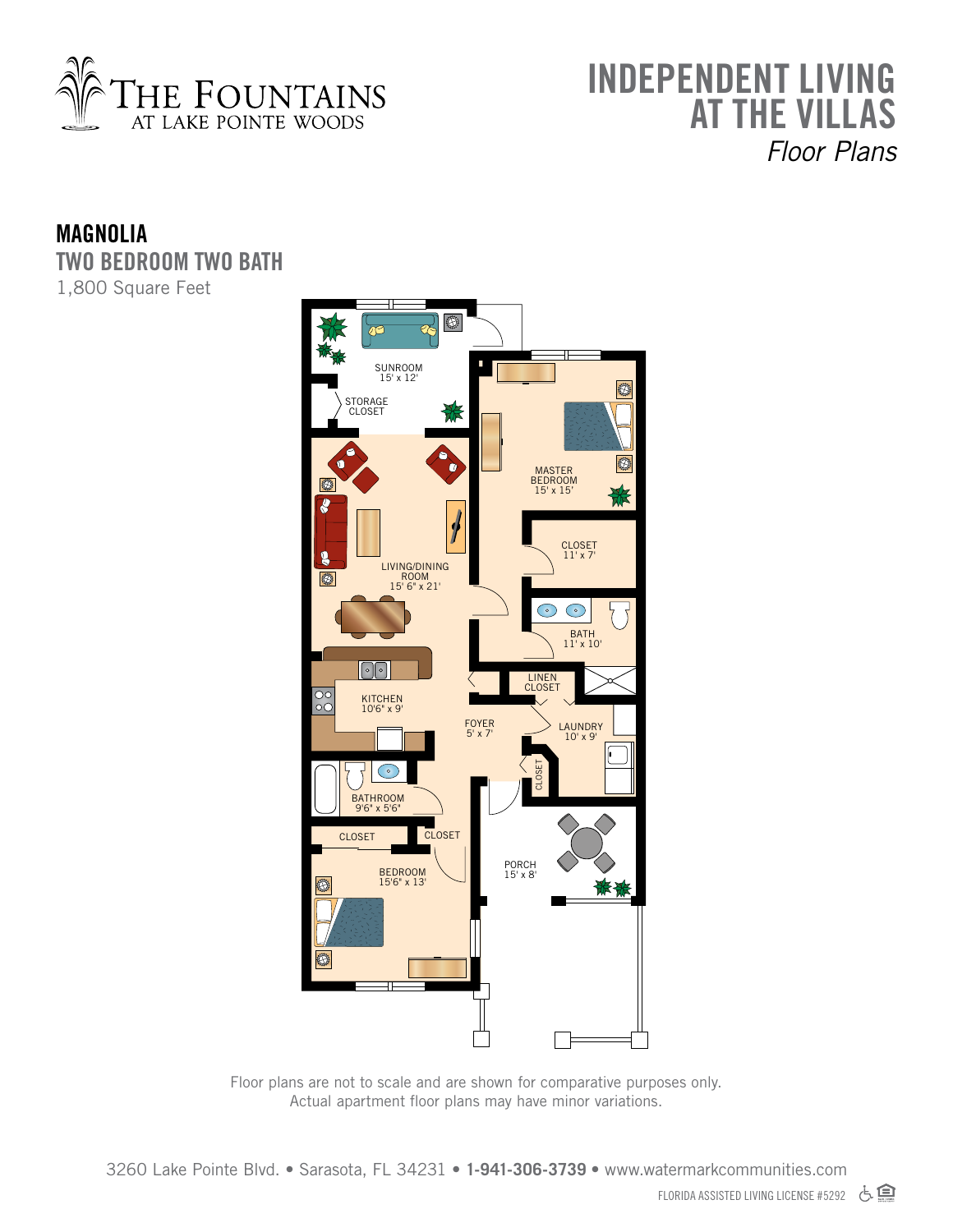# THE FOUNTAINS
AT LAKE POINTE WOODS

# INDEPENDENT LIVING AT THE VILLAS

*Floor Plans*

## MAGNOLIA

### TWO BEDROOM TWO BATH

1,800 Square Feet

SUNROOM 15' x 12'

STORAGE CLOSET

MASTER BEDROOM 15' x 15'

CLOSET 11' x 7'

LIVING/DINING ROOM 15' 6" x 21'

BATH 11' x 10'

LINEN CLOSET

KITCHEN 10'6" x 9'

FOYER 5' x 7'

LAUNDRY 10' x 9'

CLOSET

BATHROOM 9'6" x 5'6"

CLOSET

CLOSET

BEDROOM 15'6" x 13'

PORCH 15' x 8'

Floor plans are not to scale and are shown for comparative purposes only.
Actual apartment floor plans may have minor variations.

3260 Lake Pointe Blvd. • Sarasota, FL 34231 • **1-941-306-3739** • www.watermarkcommunities.com

FLORIDA ASSISTED LIVING LICENSE #5292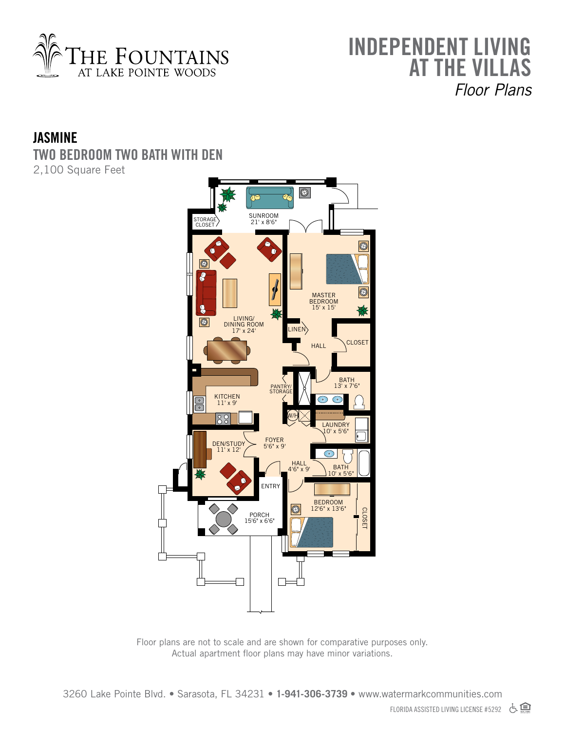THE FOUNTAINS
AT LAKE POINTE WOODS

# INDEPENDENT LIVING AT THE VILLAS

*Floor Plans*

## JASMINE

### TWO BEDROOM TWO BATH WITH DEN

2,100 Square Feet

SUNROOM
21' x 8'6"

STORAGE CLOSET

LIVING/ DINING ROOM
17' x 24'

MASTER BEDROOM
15' x 15'

LINEN

HALL

CLOSET

BATH
13' x 7'6"

PANTRY/ STORAGE

KITCHEN
11' x 9'

W/H

LAUNDRY
10' x 5'6"

DEN/STUDY
11' x 12'

FOYER
5'6" x 9'

HALL
4'6" x 9'

BATH
10' x 5'6"

ENTRY

BEDROOM
12'6" x 13'6"

CLOSET

PORCH
15'6" x 6'6"

Floor plans are not to scale and are shown for comparative purposes only.
Actual apartment floor plans may have minor variations.

3260 Lake Pointe Blvd. • Sarasota, FL 34231 • **1-941-306-3739** • www.watermarkcommunities.com

FLORIDA ASSISTED LIVING LICENSE #5292